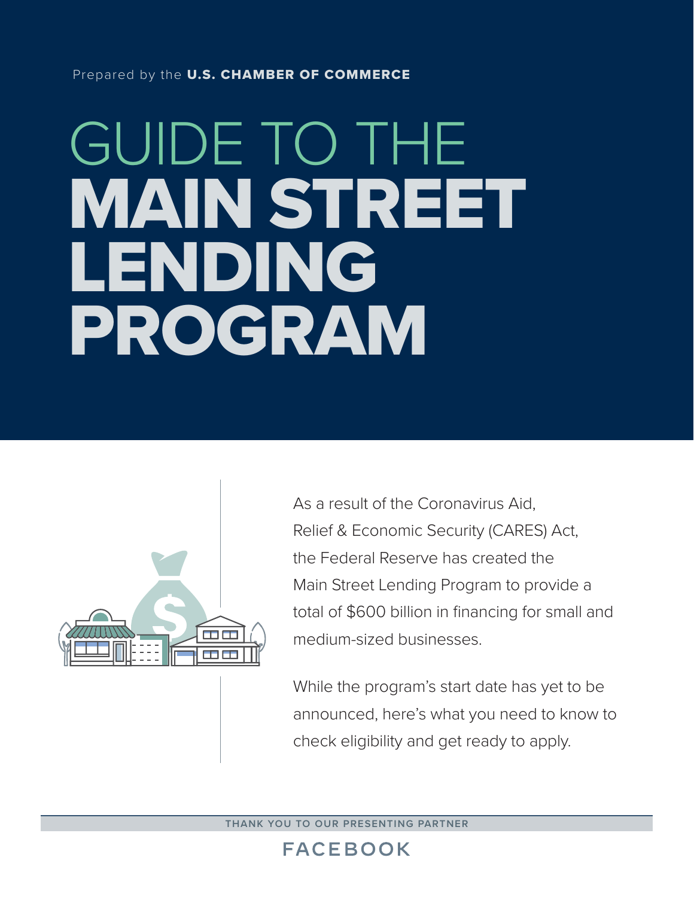Prepared by the **U.S. CHAMBER OF COMMERCE**

# GUIDE TO THE MAIN STREET LENDING PROGRAM

As a result of the Coronavirus Aid, Relief & Economic Security (CARES) Act, the Federal Reserve has created the Main Street Lending Program to provide a total of $600 billion in financing for small and medium-sized businesses.

While the program's start date has yet to be announced, here's what you need to know to check eligibility and get ready to apply.

THANK YOU TO OUR PRESENTING PARTNER

FACEBOOK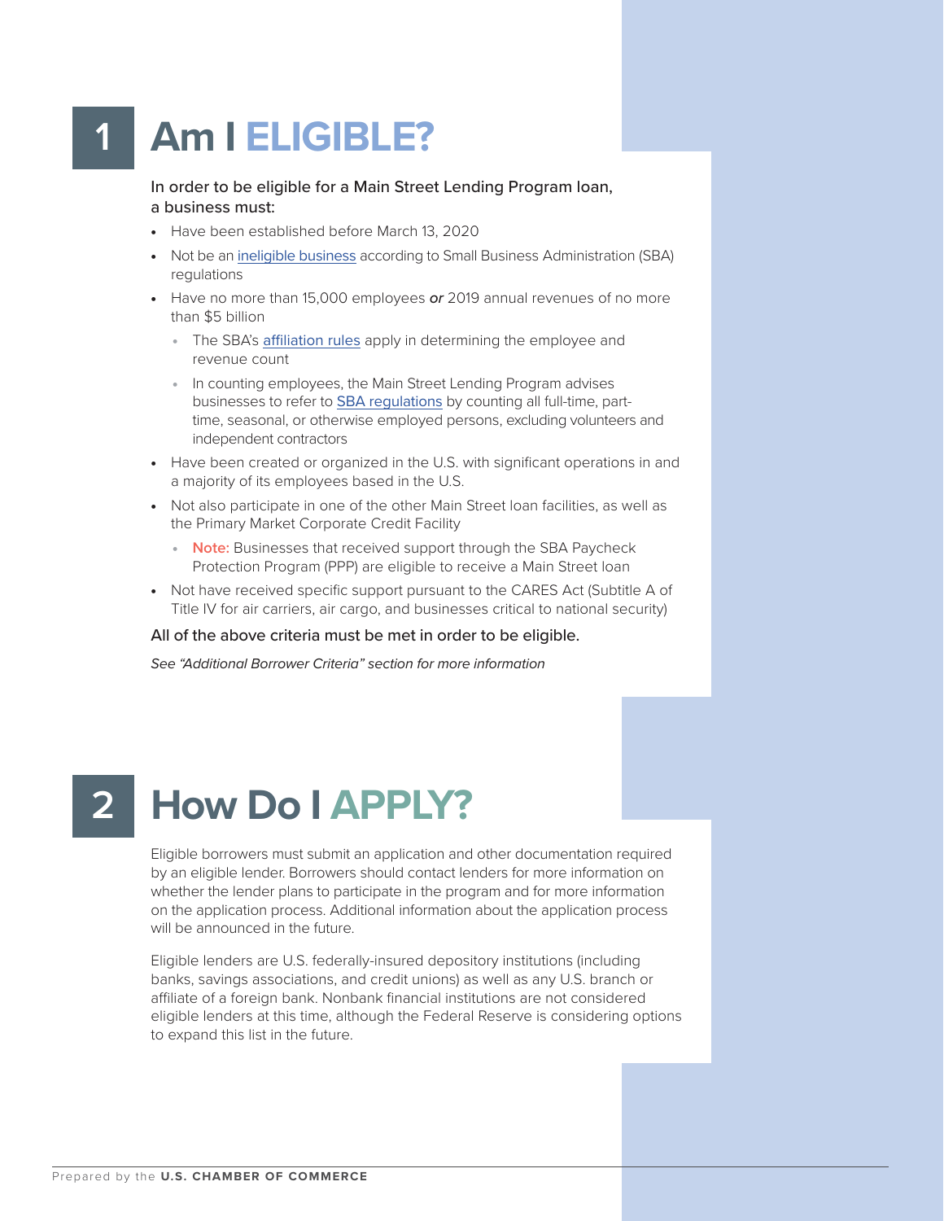# 1 Am I ELIGIBLE?

In order to be eligible for a Main Street Lending Program loan, a business must:

- Have been established before March 13, 2020
- Not be an ineligible business according to Small Business Administration (SBA) regulations
- Have no more than 15,000 employees ***or*** 2019 annual revenues of no more than $5 billion
  - The SBA's affiliation rules apply in determining the employee and revenue count
  - In counting employees, the Main Street Lending Program advises businesses to refer to SBA regulations by counting all full-time, part-time, seasonal, or otherwise employed persons, excluding volunteers and independent contractors
- Have been created or organized in the U.S. with significant operations in and a majority of its employees based in the U.S.
- Not also participate in one of the other Main Street loan facilities, as well as the Primary Market Corporate Credit Facility
  - **Note:** Businesses that received support through the SBA Paycheck Protection Program (PPP) are eligible to receive a Main Street loan
- Not have received specific support pursuant to the CARES Act (Subtitle A of Title IV for air carriers, air cargo, and businesses critical to national security)

All of the above criteria must be met in order to be eligible.

*See "Additional Borrower Criteria" section for more information*

# 2 How Do I APPLY?

Eligible borrowers must submit an application and other documentation required by an eligible lender. Borrowers should contact lenders for more information on whether the lender plans to participate in the program and for more information on the application process. Additional information about the application process will be announced in the future.

Eligible lenders are U.S. federally-insured depository institutions (including banks, savings associations, and credit unions) as well as any U.S. branch or affiliate of a foreign bank. Nonbank financial institutions are not considered eligible lenders at this time, although the Federal Reserve is considering options to expand this list in the future.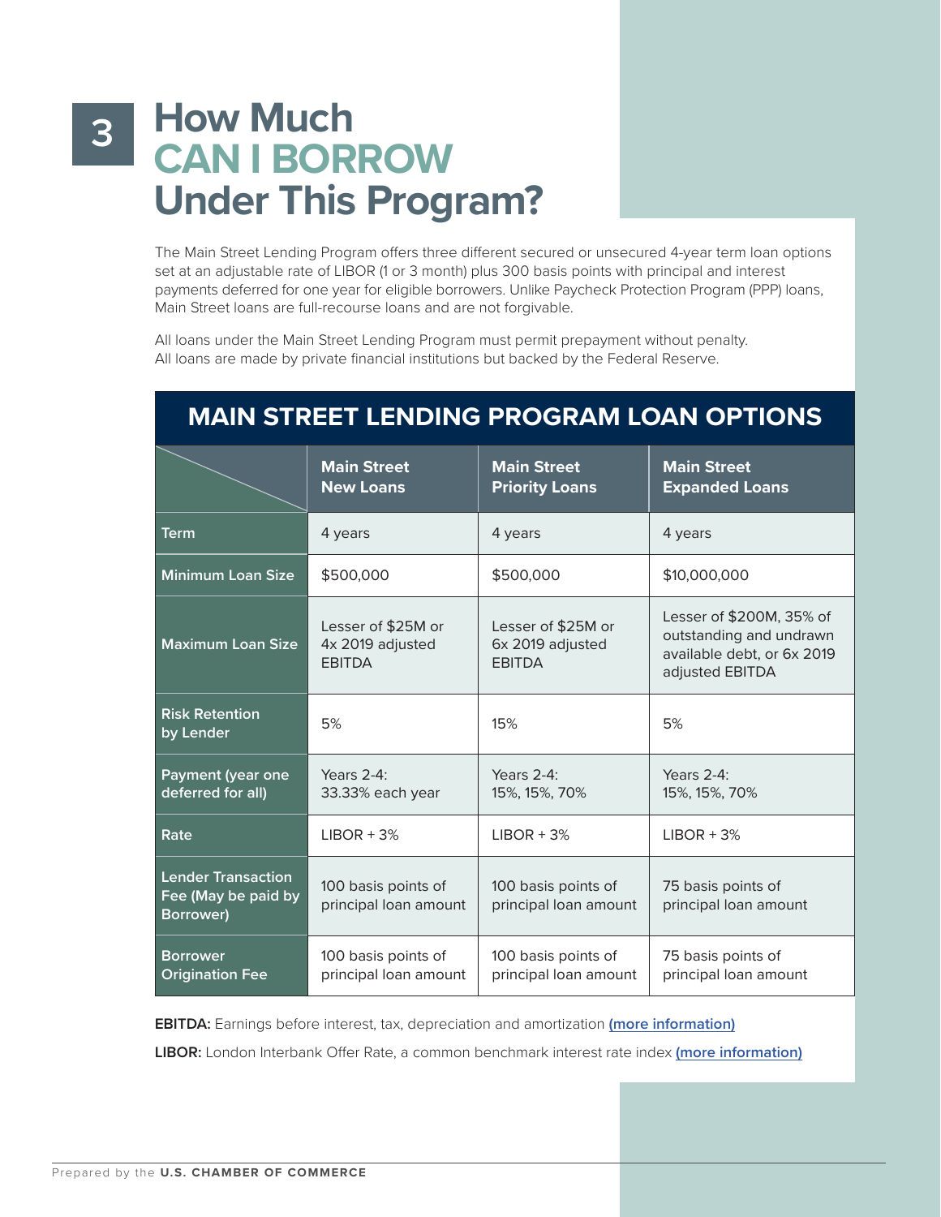# 3 How Much CAN I BORROW Under This Program?

The Main Street Lending Program offers three different secured or unsecured 4-year term loan options set at an adjustable rate of LIBOR (1 or 3 month) plus 300 basis points with principal and interest payments deferred for one year for eligible borrowers. Unlike Paycheck Protection Program (PPP) loans, Main Street loans are full-recourse loans and are not forgivable.

All loans under the Main Street Lending Program must permit prepayment without penalty. All loans are made by private financial institutions but backed by the Federal Reserve.

## MAIN STREET LENDING PROGRAM LOAN OPTIONS

| | Main Street New Loans | Main Street Priority Loans | Main Street Expanded Loans |
|---|---|---|---|
| Term | 4 years | 4 years | 4 years |
| Minimum Loan Size | $500,000 | $500,000 | $10,000,000 |
| Maximum Loan Size | Lesser of $25M or 4x 2019 adjusted EBITDA | Lesser of $25M or 6x 2019 adjusted EBITDA | Lesser of $200M, 35% of outstanding and undrawn available debt, or 6x 2019 adjusted EBITDA |
| Risk Retention by Lender | 5% | 15% | 5% |
| Payment (year one deferred for all) | Years 2-4: 33.33% each year | Years 2-4: 15%, 15%, 70% | Years 2-4: 15%, 15%, 70% |
| Rate | LIBOR + 3% | LIBOR + 3% | LIBOR + 3% |
| Lender Transaction Fee (May be paid by Borrower) | 100 basis points of principal loan amount | 100 basis points of principal loan amount | 75 basis points of principal loan amount |
| Borrower Origination Fee | 100 basis points of principal loan amount | 100 basis points of principal loan amount | 75 basis points of principal loan amount |

**EBITDA:** Earnings before interest, tax, depreciation and amortization **(more information)**

**LIBOR:** London Interbank Offer Rate, a common benchmark interest rate index **(more information)**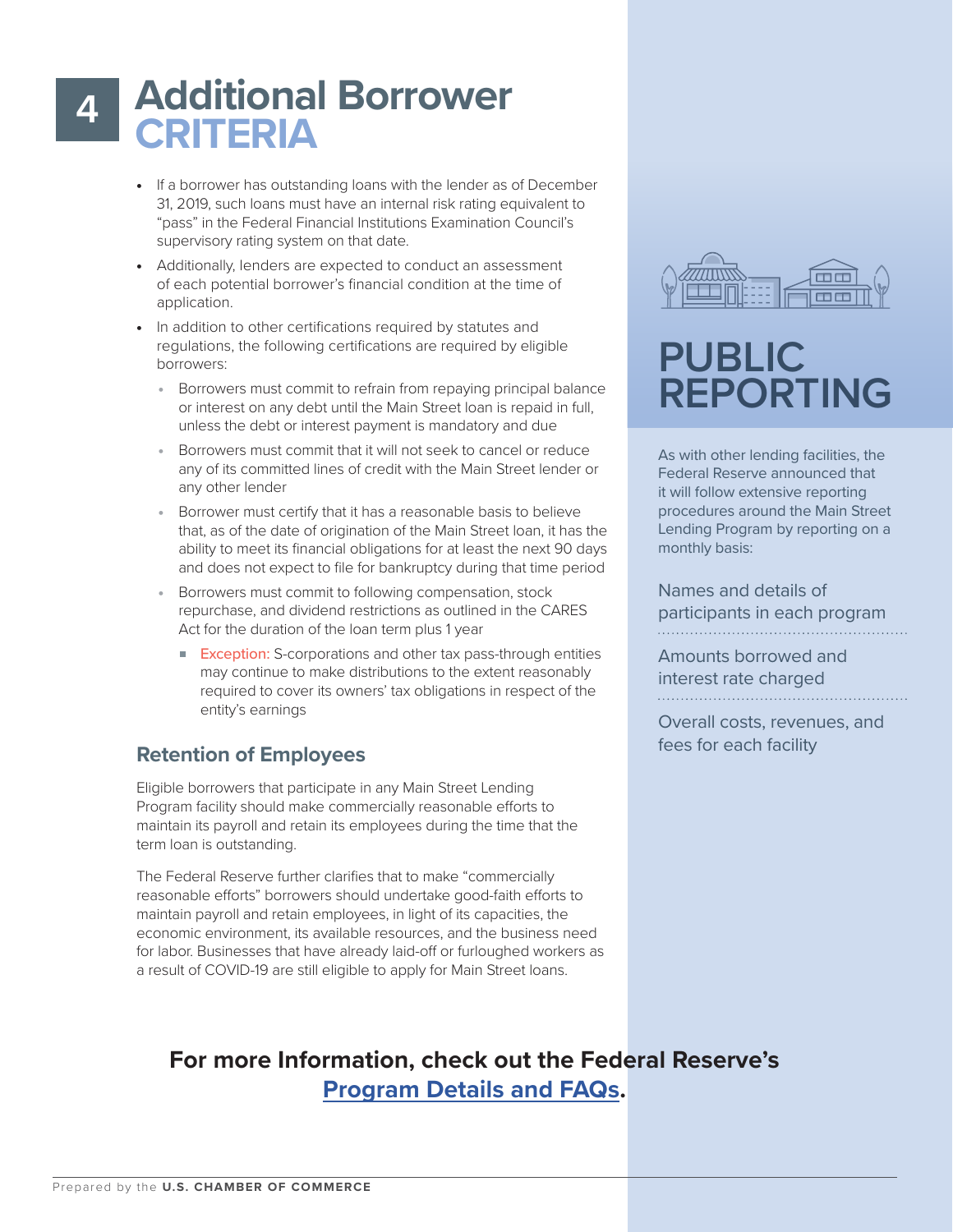# 4 Additional Borrower CRITERIA

- If a borrower has outstanding loans with the lender as of December 31, 2019, such loans must have an internal risk rating equivalent to "pass" in the Federal Financial Institutions Examination Council's supervisory rating system on that date.
- Additionally, lenders are expected to conduct an assessment of each potential borrower's financial condition at the time of application.
- In addition to other certifications required by statutes and regulations, the following certifications are required by eligible borrowers:
  - Borrowers must commit to refrain from repaying principal balance or interest on any debt until the Main Street loan is repaid in full, unless the debt or interest payment is mandatory and due
  - Borrowers must commit that it will not seek to cancel or reduce any of its committed lines of credit with the Main Street lender or any other lender
  - Borrower must certify that it has a reasonable basis to believe that, as of the date of origination of the Main Street loan, it has the ability to meet its financial obligations for at least the next 90 days and does not expect to file for bankruptcy during that time period
  - Borrowers must commit to following compensation, stock repurchase, and dividend restrictions as outlined in the CARES Act for the duration of the loan term plus 1 year
    - Exception: S-corporations and other tax pass-through entities may continue to make distributions to the extent reasonably required to cover its owners' tax obligations in respect of the entity's earnings

## Retention of Employees

Eligible borrowers that participate in any Main Street Lending Program facility should make commercially reasonable efforts to maintain its payroll and retain its employees during the time that the term loan is outstanding.

The Federal Reserve further clarifies that to make "commercially reasonable efforts" borrowers should undertake good-faith efforts to maintain payroll and retain employees, in light of its capacities, the economic environment, its available resources, and the business need for labor. Businesses that have already laid-off or furloughed workers as a result of COVID-19 are still eligible to apply for Main Street loans.

## PUBLIC REPORTING

As with other lending facilities, the Federal Reserve announced that it will follow extensive reporting procedures around the Main Street Lending Program by reporting on a monthly basis:

- Names and details of participants in each program
- Amounts borrowed and interest rate charged
- Overall costs, revenues, and fees for each facility

**For more Information, check out the Federal Reserve's [Program Details and FAQs](Program Details and FAQs).**

Prepared by the **U.S. CHAMBER OF COMMERCE**